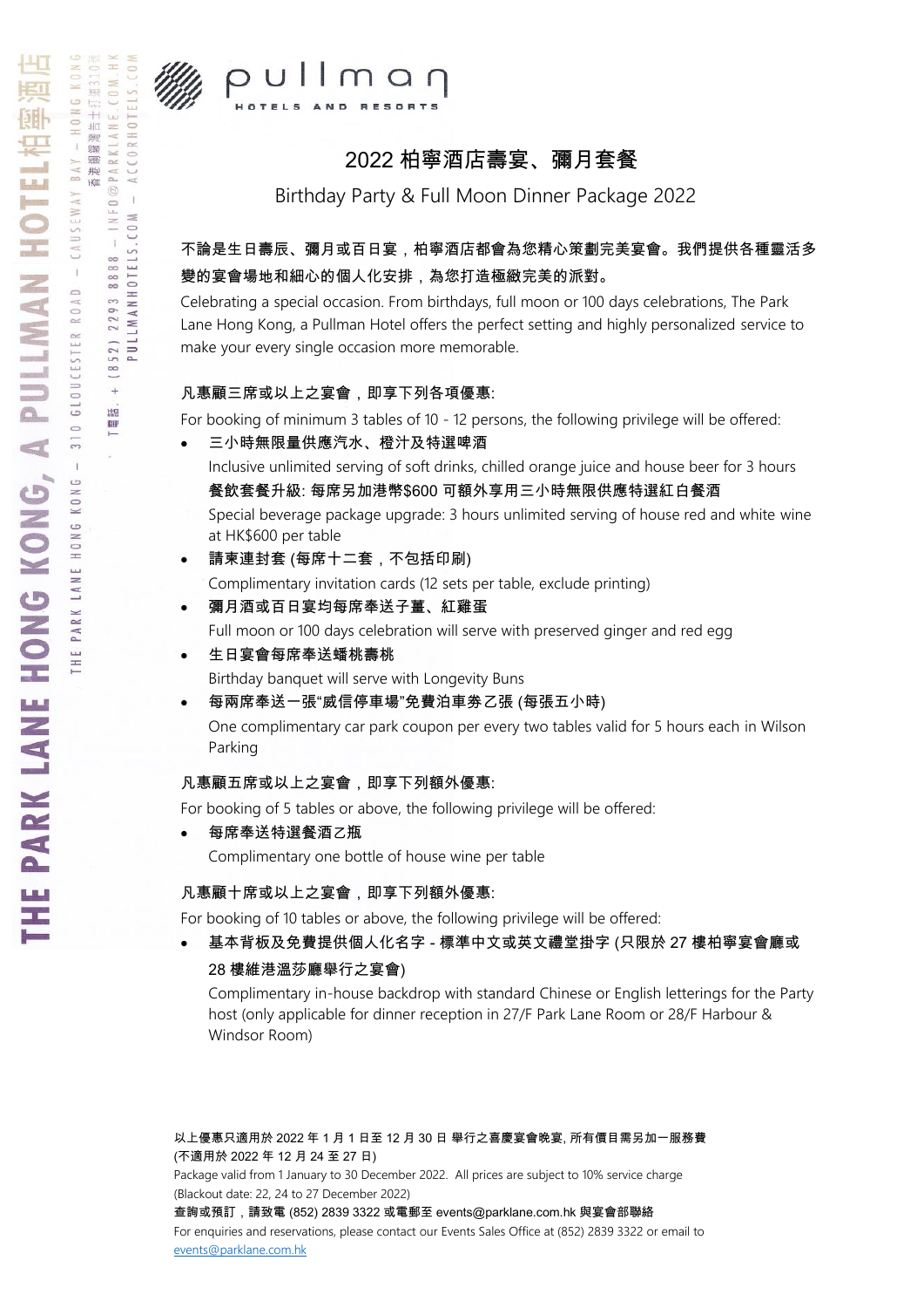# 2022 柏寧酒店壽宴、彌月套餐

## Birthday Party & Full Moon Dinner Package 2022

**不論是生日壽辰、彌月或百日宴，柏寧酒店都會為您精心策劃完美宴會。我們提供各種靈活多變的宴會場地和細心的個人化安排，為您打造極緻完美的派對。**

Celebrating a special occasion. From birthdays, full moon or 100 days celebrations, The Park Lane Hong Kong, a Pullman Hotel offers the perfect setting and highly personalized service to make your every single occasion more memorable.

**凡惠顧三席或以上之宴會，即享下列各項優惠:**

For booking of minimum 3 tables of 10 - 12 persons, the following privilege will be offered:

- **三小時無限量供應汽水、橙汁及特選啤酒**
  Inclusive unlimited serving of soft drinks, chilled orange juice and house beer for 3 hours
  **餐飲套餐升級: 每席另加港幣$600 可額外享用三小時無限供應特選紅白餐酒**
  Special beverage package upgrade: 3 hours unlimited serving of house red and white wine at HK$600 per table
- **請柬連封套 (每席十二套，不包括印刷)**
  Complimentary invitation cards (12 sets per table, exclude printing)
- **彌月酒或百日宴均每席奉送子薑、紅雞蛋**
  Full moon or 100 days celebration will serve with preserved ginger and red egg
- **生日宴會每席奉送蟠桃壽桃**
  Birthday banquet will serve with Longevity Buns
- **每兩席奉送一張"威信停車場"免費泊車劵乙張 (每張五小時)**
  One complimentary car park coupon per every two tables valid for 5 hours each in Wilson Parking

**凡惠顧五席或以上之宴會，即享下列額外優惠:**

For booking of 5 tables or above, the following privilege will be offered:

- **每席奉送特選餐酒乙瓶**
  Complimentary one bottle of house wine per table

**凡惠顧十席或以上之宴會，即享下列額外優惠:**

For booking of 10 tables or above, the following privilege will be offered:

- **基本背板及免費提供個人化名字 - 標準中文或英文禮堂掛字 (只限於 27 樓柏寧宴會廳或 28 樓維港溫莎廳舉行之宴會)**
  Complimentary in-house backdrop with standard Chinese or English letterings for the Party host (only applicable for dinner reception in 27/F Park Lane Room or 28/F Harbour & Windsor Room)

**以上優惠只適用於 2022 年 1 月 1 日至 12 月 30 日 舉行之喜慶宴會晚宴, 所有價目需另加一服務費 (不適用於 2022 年 12 月 24 至 27 日)**

Package valid from 1 January to 30 December 2022. All prices are subject to 10% service charge (Blackout date: 22, 24 to 27 December 2022)

**查詢或預訂，請致電 (852) 2839 3322 或電郵至 events@parklane.com.hk 與宴會部聯絡**

For enquiries and reservations, please contact our Events Sales Office at (852) 2839 3322 or email to events@parklane.com.hk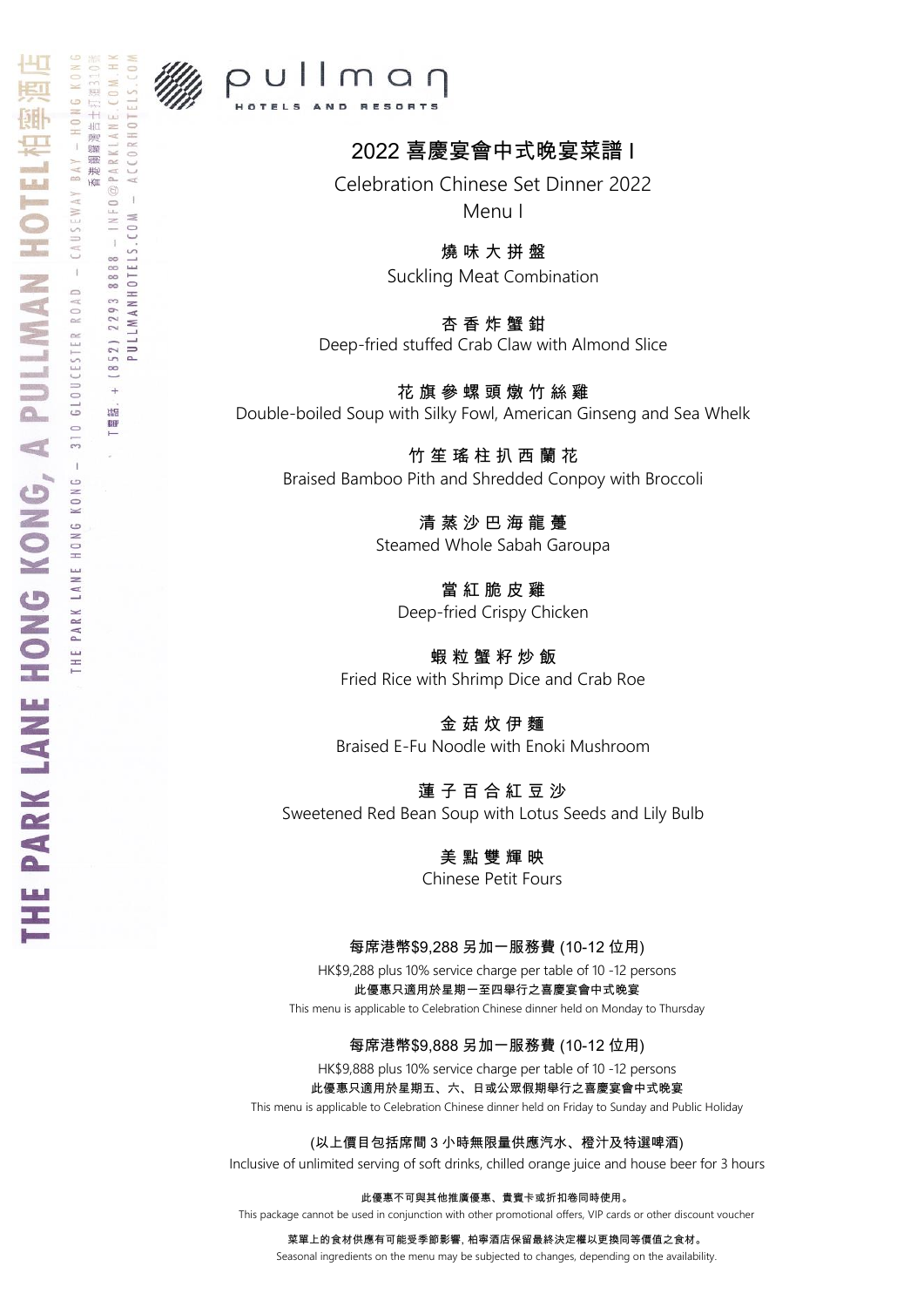# 2022 喜慶宴會中式晚宴菜譜 I

## Celebration Chinese Set Dinner 2022

## Menu I

**燒 味 大 拼 盤**
Suckling Meat Combination

**杏 香 炸 蟹 鉗**
Deep-fried stuffed Crab Claw with Almond Slice

**花 旗 參 螺 頭 燉 竹 絲 雞**
Double-boiled Soup with Silky Fowl, American Ginseng and Sea Whelk

**竹 笙 瑤 柱 扒 西 蘭 花**
Braised Bamboo Pith and Shredded Conpoy with Broccoli

**清 蒸 沙 巴 海 龍 躉**
Steamed Whole Sabah Garoupa

**當 紅 脆 皮 雞**
Deep-fried Crispy Chicken

**蝦 粒 蟹 籽 炒 飯**
Fried Rice with Shrimp Dice and Crab Roe

**金 菇 炆 伊 麵**
Braised E-Fu Noodle with Enoki Mushroom

**蓮 子 百 合 紅 豆 沙**
Sweetened Red Bean Soup with Lotus Seeds and Lily Bulb

**美 點 雙 輝 映**
Chinese Petit Fours

**每席港幣$9,288 另加一服務費 (10-12 位用)**
HK$9,288 plus 10% service charge per table of 10 -12 persons
**此優惠只適用於星期一至四舉行之喜慶宴會中式晚宴**
This menu is applicable to Celebration Chinese dinner held on Monday to Thursday

**每席港幣$9,888 另加一服務費 (10-12 位用)**
HK$9,888 plus 10% service charge per table of 10 -12 persons
**此優惠只適用於星期五、六、日或公眾假期舉行之喜慶宴會中式晚宴**
This menu is applicable to Celebration Chinese dinner held on Friday to Sunday and Public Holiday

**(以上價目包括席間 3 小時無限量供應汽水、橙汁及特選啤酒)**
Inclusive of unlimited serving of soft drinks, chilled orange juice and house beer for 3 hours

**此優惠不可與其他推廣優惠、貴賓卡或折扣卷同時使用。**
This package cannot be used in conjunction with other promotional offers, VIP cards or other discount voucher

**菜單上的食材供應有可能受季節影響, 柏寧酒店保留最終決定權以更換同等價值之食材。**
Seasonal ingredients on the menu may be subjected to changes, depending on the availability.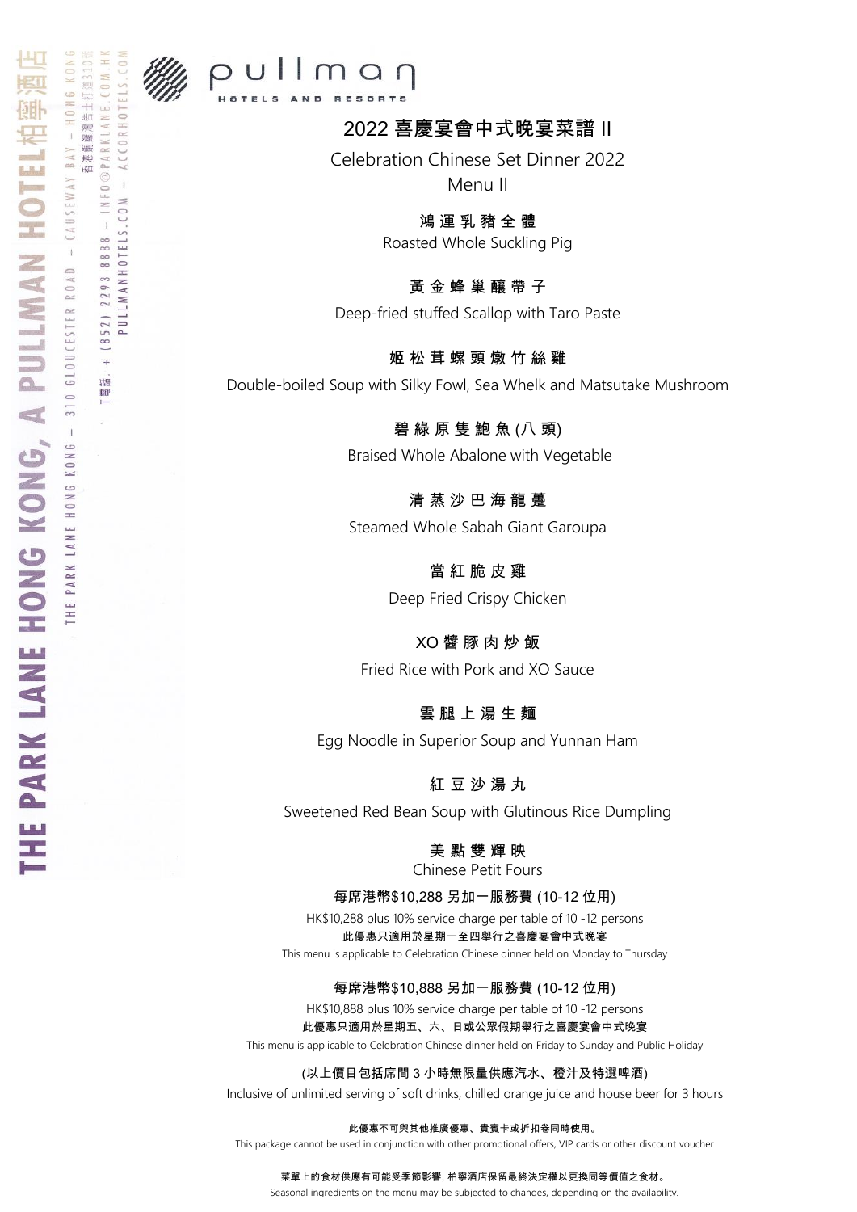# 2022 喜慶宴會中式晚宴菜譜 II

## Celebration Chinese Set Dinner 2022 Menu II

**鴻 運 乳 豬 全 體**
Roasted Whole Suckling Pig

**黃 金 蜂 巢 釀 帶 子**
Deep-fried stuffed Scallop with Taro Paste

**姬 松 茸 螺 頭 燉 竹 絲 雞**
Double-boiled Soup with Silky Fowl, Sea Whelk and Matsutake Mushroom

**碧 綠 原 隻 鮑 魚 (八 頭)**
Braised Whole Abalone with Vegetable

**清 蒸 沙 巴 海 龍 躉**
Steamed Whole Sabah Giant Garoupa

**當 紅 脆 皮 雞**
Deep Fried Crispy Chicken

**XO 醬 豚 肉 炒 飯**
Fried Rice with Pork and XO Sauce

**雲 腿 上 湯 生 麵**
Egg Noodle in Superior Soup and Yunnan Ham

**紅 豆 沙 湯 丸**
Sweetened Red Bean Soup with Glutinous Rice Dumpling

**美 點 雙 輝 映**
Chinese Petit Fours

**每席港幣$10,288 另加一服務費 (10-12 位用)**
HK$10,288 plus 10% service charge per table of 10 -12 persons
**此優惠只適用於星期一至四舉行之喜慶宴會中式晚宴**
This menu is applicable to Celebration Chinese dinner held on Monday to Thursday

**每席港幣$10,888 另加一服務費 (10-12 位用)**
HK$10,888 plus 10% service charge per table of 10 -12 persons
**此優惠只適用於星期五、六、日或公眾假期舉行之喜慶宴會中式晚宴**
This menu is applicable to Celebration Chinese dinner held on Friday to Sunday and Public Holiday

**(以上價目包括席間 3 小時無限量供應汽水、橙汁及特選啤酒)**
Inclusive of unlimited serving of soft drinks, chilled orange juice and house beer for 3 hours

**此優惠不可與其他推廣優惠、貴賓卡或折扣卷同時使用。**
This package cannot be used in conjunction with other promotional offers, VIP cards or other discount voucher

**菜單上的食材供應有可能受季節影響, 柏寧酒店保留最終決定權以更換同等價值之食材。**
Seasonal ingredients on the menu may be subjected to changes, depending on the availability.